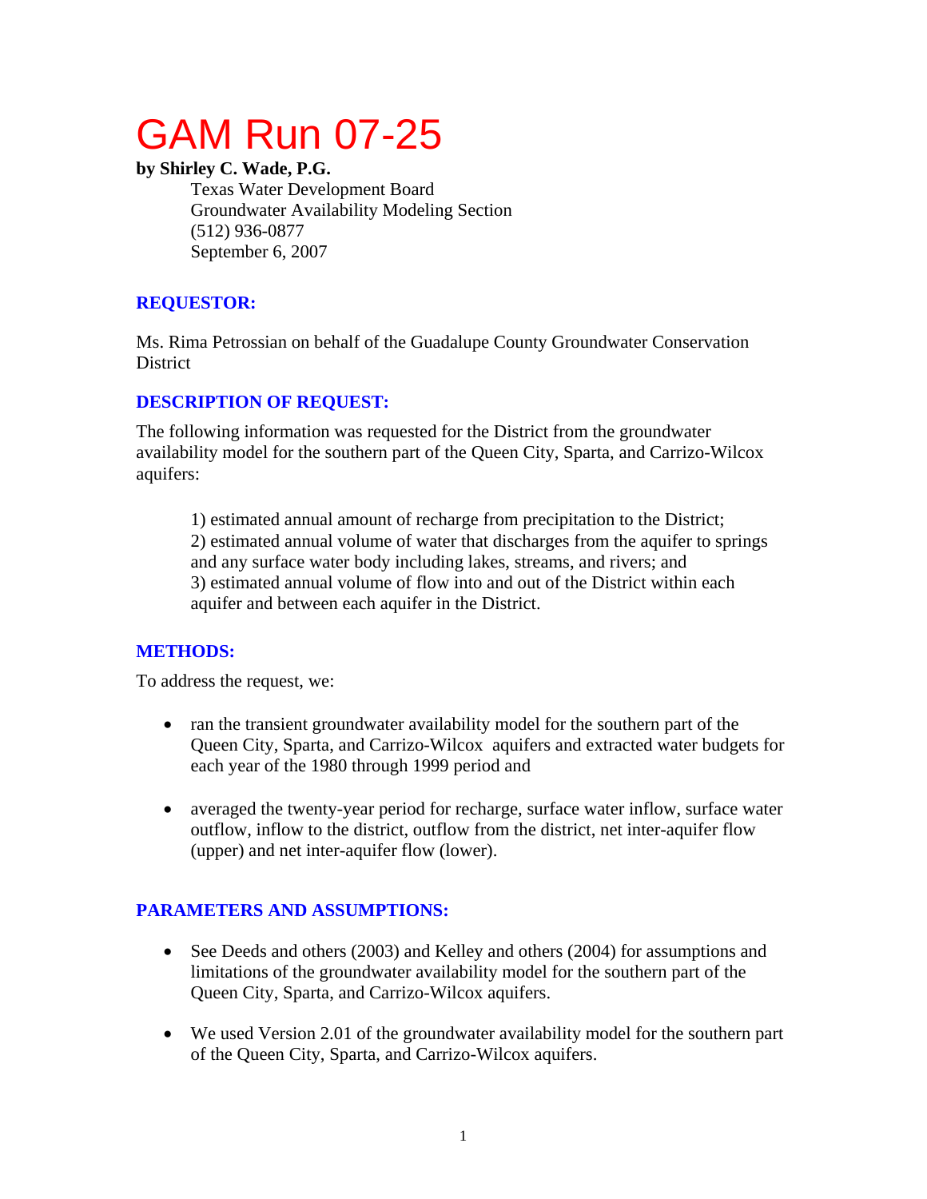# GAM Run 07-25

**by Shirley C. Wade, P.G.**

Texas Water Development Board
Groundwater Availability Modeling Section
(512) 936-0877
September 6, 2007

## REQUESTOR:

Ms. Rima Petrossian on behalf of the Guadalupe County Groundwater Conservation District

## DESCRIPTION OF REQUEST:

The following information was requested for the District from the groundwater availability model for the southern part of the Queen City, Sparta, and Carrizo-Wilcox aquifers:

1) estimated annual amount of recharge from precipitation to the District;
2) estimated annual volume of water that discharges from the aquifer to springs and any surface water body including lakes, streams, and rivers; and
3) estimated annual volume of flow into and out of the District within each aquifer and between each aquifer in the District.

## METHODS:

To address the request, we:

- ran the transient groundwater availability model for the southern part of the Queen City, Sparta, and Carrizo-Wilcox aquifers and extracted water budgets for each year of the 1980 through 1999 period and

- averaged the twenty-year period for recharge, surface water inflow, surface water outflow, inflow to the district, outflow from the district, net inter-aquifer flow (upper) and net inter-aquifer flow (lower).

## PARAMETERS AND ASSUMPTIONS:

- See Deeds and others (2003) and Kelley and others (2004) for assumptions and limitations of the groundwater availability model for the southern part of the Queen City, Sparta, and Carrizo-Wilcox aquifers.

- We used Version 2.01 of the groundwater availability model for the southern part of the Queen City, Sparta, and Carrizo-Wilcox aquifers.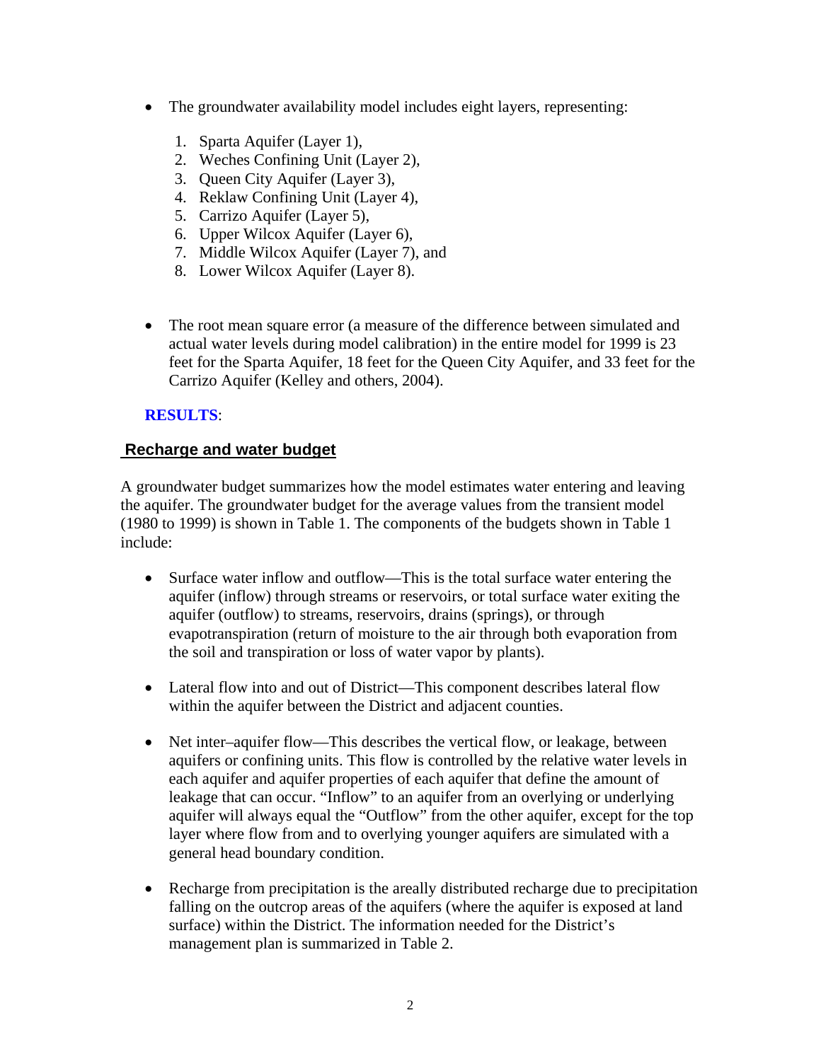- The groundwater availability model includes eight layers, representing:

  1. Sparta Aquifer (Layer 1),
  2. Weches Confining Unit (Layer 2),
  3. Queen City Aquifer (Layer 3),
  4. Reklaw Confining Unit (Layer 4),
  5. Carrizo Aquifer (Layer 5),
  6. Upper Wilcox Aquifer (Layer 6),
  7. Middle Wilcox Aquifer (Layer 7), and
  8. Lower Wilcox Aquifer (Layer 8).

- The root mean square error (a measure of the difference between simulated and actual water levels during model calibration) in the entire model for 1999 is 23 feet for the Sparta Aquifer, 18 feet for the Queen City Aquifer, and 33 feet for the Carrizo Aquifer (Kelley and others, 2004).

**RESULTS**:

## Recharge and water budget

A groundwater budget summarizes how the model estimates water entering and leaving the aquifer. The groundwater budget for the average values from the transient model (1980 to 1999) is shown in Table 1. The components of the budgets shown in Table 1 include:

- Surface water inflow and outflow—This is the total surface water entering the aquifer (inflow) through streams or reservoirs, or total surface water exiting the aquifer (outflow) to streams, reservoirs, drains (springs), or through evapotranspiration (return of moisture to the air through both evaporation from the soil and transpiration or loss of water vapor by plants).

- Lateral flow into and out of District—This component describes lateral flow within the aquifer between the District and adjacent counties.

- Net inter–aquifer flow—This describes the vertical flow, or leakage, between aquifers or confining units. This flow is controlled by the relative water levels in each aquifer and aquifer properties of each aquifer that define the amount of leakage that can occur. "Inflow" to an aquifer from an overlying or underlying aquifer will always equal the "Outflow" from the other aquifer, except for the top layer where flow from and to overlying younger aquifers are simulated with a general head boundary condition.

- Recharge from precipitation is the areally distributed recharge due to precipitation falling on the outcrop areas of the aquifers (where the aquifer is exposed at land surface) within the District. The information needed for the District's management plan is summarized in Table 2.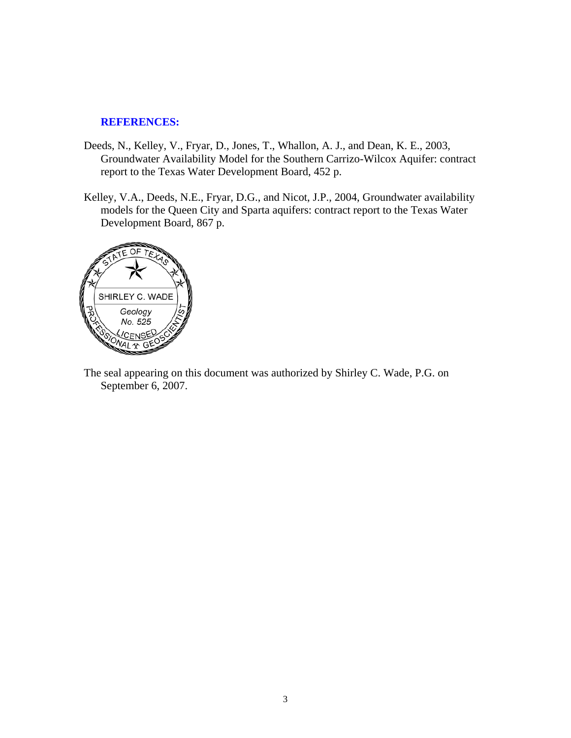## REFERENCES:

Deeds, N., Kelley, V., Fryar, D., Jones, T., Whallon, A. J., and Dean, K. E., 2003, Groundwater Availability Model for the Southern Carrizo-Wilcox Aquifer: contract report to the Texas Water Development Board, 452 p.

Kelley, V.A., Deeds, N.E., Fryar, D.G., and Nicot, J.P., 2004, Groundwater availability models for the Queen City and Sparta aquifers: contract report to the Texas Water Development Board, 867 p.

STATE OF TEXAS
SHIRLEY C. WADE
*Geology*
*No. 525*
LICENSED
PROFESSIONAL GEOSCIENTIST

The seal appearing on this document was authorized by Shirley C. Wade, P.G. on September 6, 2007.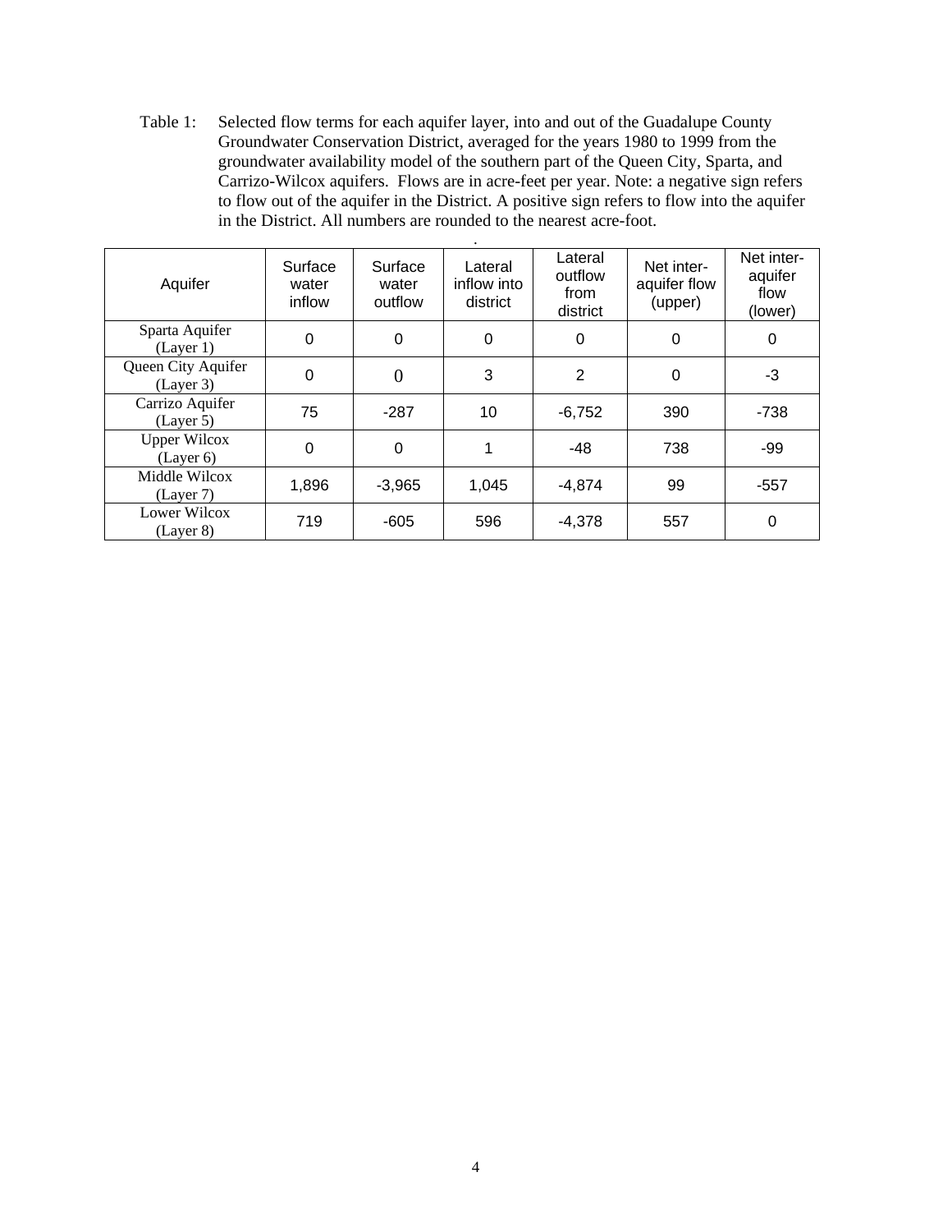Table 1: Selected flow terms for each aquifer layer, into and out of the Guadalupe County Groundwater Conservation District, averaged for the years 1980 to 1999 from the groundwater availability model of the southern part of the Queen City, Sparta, and Carrizo-Wilcox aquifers. Flows are in acre-feet per year. Note: a negative sign refers to flow out of the aquifer in the District. A positive sign refers to flow into the aquifer in the District. All numbers are rounded to the nearest acre-foot.

| Aquifer | Surface water inflow | Surface water outflow | Lateral inflow into district | Lateral outflow from district | Net inter-aquifer flow (upper) | Net inter-aquifer flow (lower) |
|---|---|---|---|---|---|---|
| Sparta Aquifer (Layer 1) | 0 | 0 | 0 | 0 | 0 | 0 |
| Queen City Aquifer (Layer 3) | 0 | 0 | 3 | 2 | 0 | -3 |
| Carrizo Aquifer (Layer 5) | 75 | -287 | 10 | -6,752 | 390 | -738 |
| Upper Wilcox (Layer 6) | 0 | 0 | 1 | -48 | 738 | -99 |
| Middle Wilcox (Layer 7) | 1,896 | -3,965 | 1,045 | -4,874 | 99 | -557 |
| Lower Wilcox (Layer 8) | 719 | -605 | 596 | -4,378 | 557 | 0 |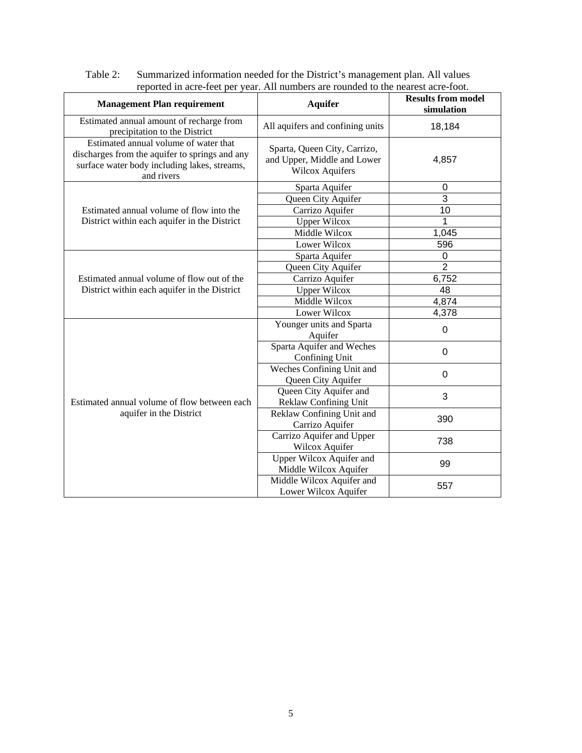Table 2: Summarized information needed for the District's management plan. All values reported in acre-feet per year. All numbers are rounded to the nearest acre-foot.

| Management Plan requirement | Aquifer | Results from model simulation |
|---|---|---|
| Estimated annual amount of recharge from precipitation to the District | All aquifers and confining units | 18,184 |
| Estimated annual volume of water that discharges from the aquifer to springs and any surface water body including lakes, streams, and rivers | Sparta, Queen City, Carrizo, and Upper, Middle and Lower Wilcox Aquifers | 4,857 |
| Estimated annual volume of flow into the District within each aquifer in the District | Sparta Aquifer | 0 |
| | Queen City Aquifer | 3 |
| | Carrizo Aquifer | 10 |
| | Upper Wilcox | 1 |
| | Middle Wilcox | 1,045 |
| | Lower Wilcox | 596 |
| Estimated annual volume of flow out of the District within each aquifer in the District | Sparta Aquifer | 0 |
| | Queen City Aquifer | 2 |
| | Carrizo Aquifer | 6,752 |
| | Upper Wilcox | 48 |
| | Middle Wilcox | 4,874 |
| | Lower Wilcox | 4,378 |
| Estimated annual volume of flow between each aquifer in the District | Younger units and Sparta Aquifer | 0 |
| | Sparta Aquifer and Weches Confining Unit | 0 |
| | Weches Confining Unit and Queen City Aquifer | 0 |
| | Queen City Aquifer and Reklaw Confining Unit | 3 |
| | Reklaw Confining Unit and Carrizo Aquifer | 390 |
| | Carrizo Aquifer and Upper Wilcox Aquifer | 738 |
| | Upper Wilcox Aquifer and Middle Wilcox Aquifer | 99 |
| | Middle Wilcox Aquifer and Lower Wilcox Aquifer | 557 |